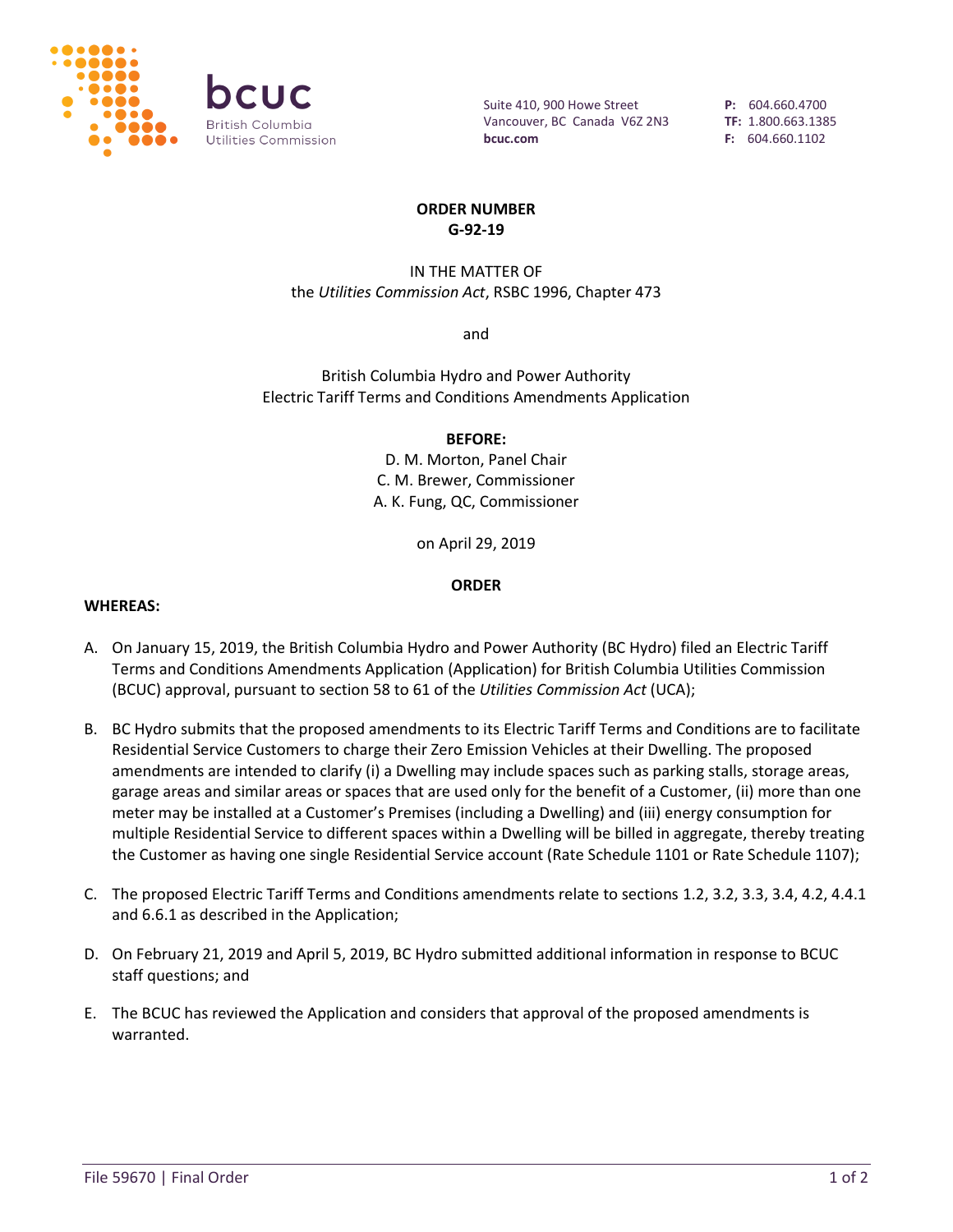bcuc
British Columbia
Utilities Commission

Suite 410, 900 Howe Street
Vancouver, BC Canada V6Z 2N3
**bcuc.com**

**P:** 604.660.4700
**TF:** 1.800.663.1385
**F:** 604.660.1102

**ORDER NUMBER**
**G-92-19**

IN THE MATTER OF
the *Utilities Commission Act*, RSBC 1996, Chapter 473

and

British Columbia Hydro and Power Authority
Electric Tariff Terms and Conditions Amendments Application

**BEFORE:**
D. M. Morton, Panel Chair
C. M. Brewer, Commissioner
A. K. Fung, QC, Commissioner

on April 29, 2019

**ORDER**

**WHEREAS:**

A. On January 15, 2019, the British Columbia Hydro and Power Authority (BC Hydro) filed an Electric Tariff Terms and Conditions Amendments Application (Application) for British Columbia Utilities Commission (BCUC) approval, pursuant to section 58 to 61 of the *Utilities Commission Act* (UCA);

B. BC Hydro submits that the proposed amendments to its Electric Tariff Terms and Conditions are to facilitate Residential Service Customers to charge their Zero Emission Vehicles at their Dwelling. The proposed amendments are intended to clarify (i) a Dwelling may include spaces such as parking stalls, storage areas, garage areas and similar areas or spaces that are used only for the benefit of a Customer, (ii) more than one meter may be installed at a Customer's Premises (including a Dwelling) and (iii) energy consumption for multiple Residential Service to different spaces within a Dwelling will be billed in aggregate, thereby treating the Customer as having one single Residential Service account (Rate Schedule 1101 or Rate Schedule 1107);

C. The proposed Electric Tariff Terms and Conditions amendments relate to sections 1.2, 3.2, 3.3, 3.4, 4.2, 4.4.1 and 6.6.1 as described in the Application;

D. On February 21, 2019 and April 5, 2019, BC Hydro submitted additional information in response to BCUC staff questions; and

E. The BCUC has reviewed the Application and considers that approval of the proposed amendments is warranted.

File 59670 | Final Order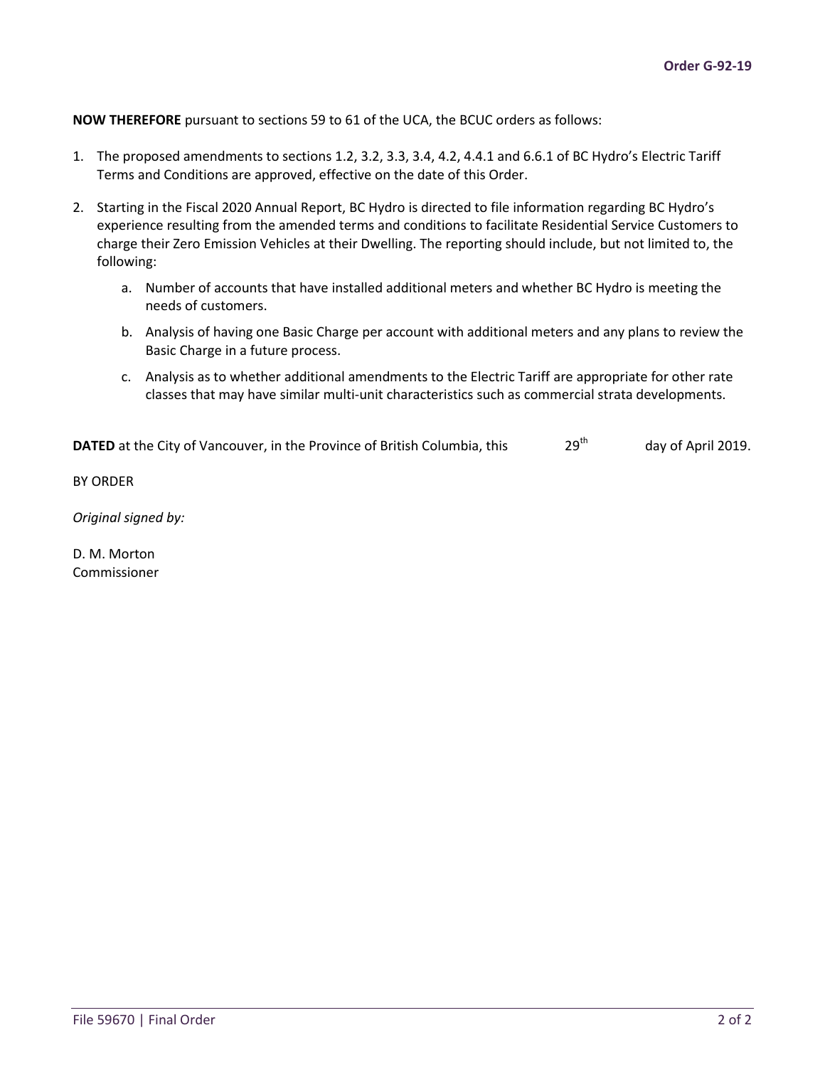**NOW THEREFORE** pursuant to sections 59 to 61 of the UCA, the BCUC orders as follows:

1. The proposed amendments to sections 1.2, 3.2, 3.3, 3.4, 4.2, 4.4.1 and 6.6.1 of BC Hydro's Electric Tariff Terms and Conditions are approved, effective on the date of this Order.

2. Starting in the Fiscal 2020 Annual Report, BC Hydro is directed to file information regarding BC Hydro's experience resulting from the amended terms and conditions to facilitate Residential Service Customers to charge their Zero Emission Vehicles at their Dwelling. The reporting should include, but not limited to, the following:

   a. Number of accounts that have installed additional meters and whether BC Hydro is meeting the needs of customers.

   b. Analysis of having one Basic Charge per account with additional meters and any plans to review the Basic Charge in a future process.

   c. Analysis as to whether additional amendments to the Electric Tariff are appropriate for other rate classes that may have similar multi-unit characteristics such as commercial strata developments.

**DATED** at the City of Vancouver, in the Province of British Columbia, this 29th day of April 2019.

BY ORDER

*Original signed by:*

D. M. Morton
Commissioner